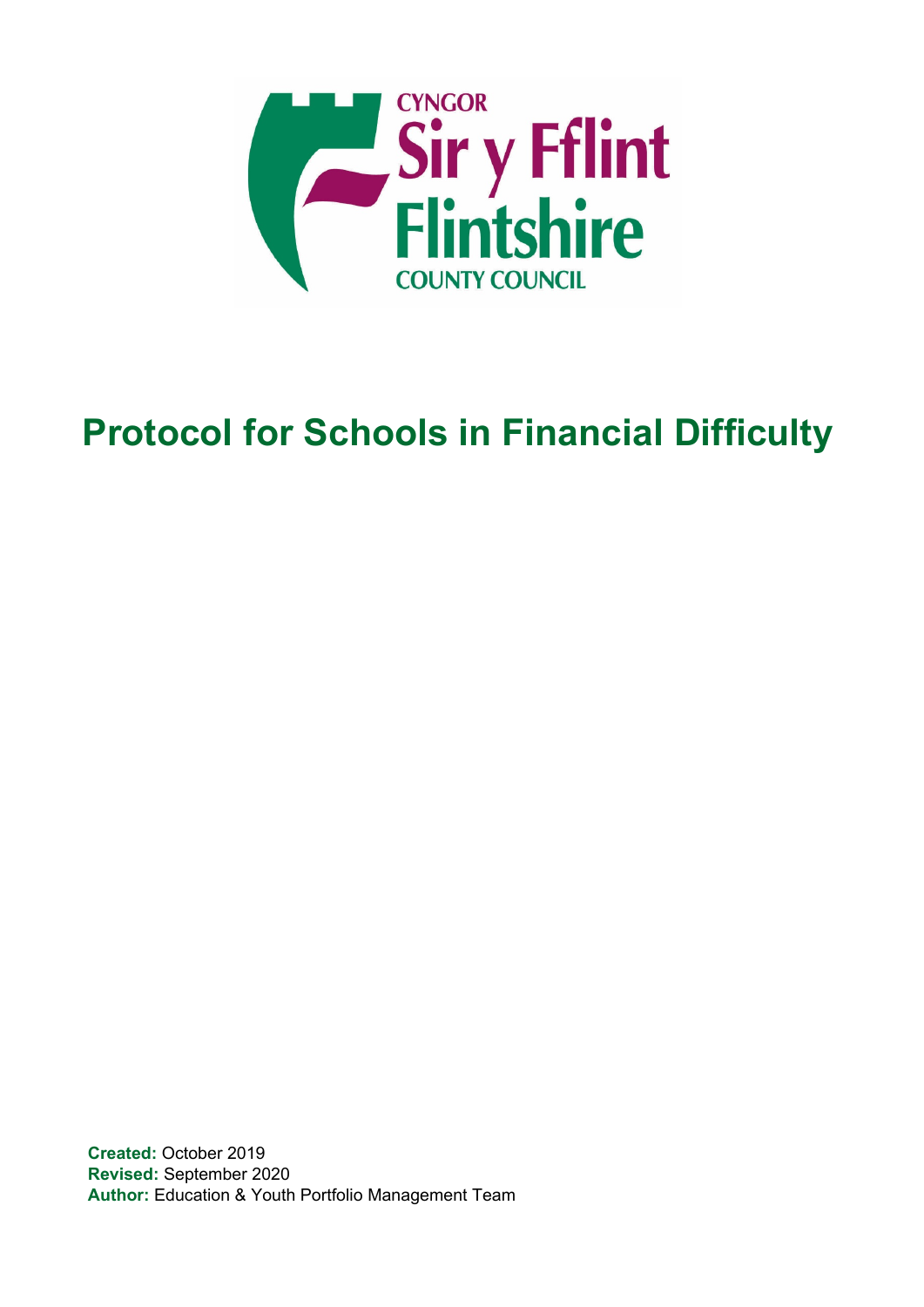CYNGOR Sir y Fflint

Flintshire COUNTY COUNCIL

# Protocol for Schools in Financial Difficulty

**Created:** October 2019
**Revised:** September 2020
**Author:** Education & Youth Portfolio Management Team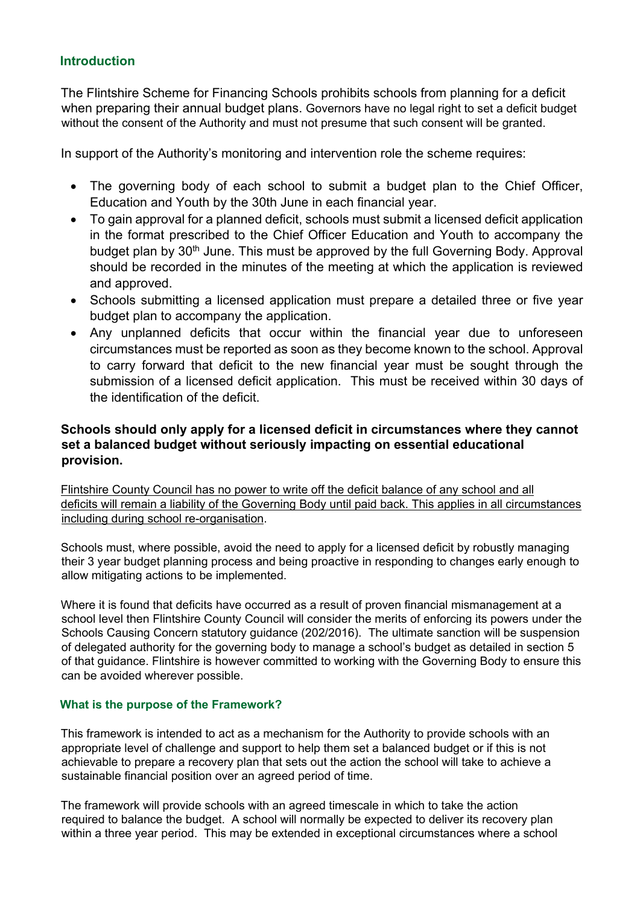## Introduction

The Flintshire Scheme for Financing Schools prohibits schools from planning for a deficit when preparing their annual budget plans. Governors have no legal right to set a deficit budget without the consent of the Authority and must not presume that such consent will be granted.

In support of the Authority's monitoring and intervention role the scheme requires:

- The governing body of each school to submit a budget plan to the Chief Officer, Education and Youth by the 30th June in each financial year.
- To gain approval for a planned deficit, schools must submit a licensed deficit application in the format prescribed to the Chief Officer Education and Youth to accompany the budget plan by 30th June. This must be approved by the full Governing Body. Approval should be recorded in the minutes of the meeting at which the application is reviewed and approved.
- Schools submitting a licensed application must prepare a detailed three or five year budget plan to accompany the application.
- Any unplanned deficits that occur within the financial year due to unforeseen circumstances must be reported as soon as they become known to the school. Approval to carry forward that deficit to the new financial year must be sought through the submission of a licensed deficit application. This must be received within 30 days of the identification of the deficit.

**Schools should only apply for a licensed deficit in circumstances where they cannot set a balanced budget without seriously impacting on essential educational provision.**

Flintshire County Council has no power to write off the deficit balance of any school and all deficits will remain a liability of the Governing Body until paid back. This applies in all circumstances including during school re-organisation.

Schools must, where possible, avoid the need to apply for a licensed deficit by robustly managing their 3 year budget planning process and being proactive in responding to changes early enough to allow mitigating actions to be implemented.

Where it is found that deficits have occurred as a result of proven financial mismanagement at a school level then Flintshire County Council will consider the merits of enforcing its powers under the Schools Causing Concern statutory guidance (202/2016). The ultimate sanction will be suspension of delegated authority for the governing body to manage a school's budget as detailed in section 5 of that guidance. Flintshire is however committed to working with the Governing Body to ensure this can be avoided wherever possible.

### What is the purpose of the Framework?

This framework is intended to act as a mechanism for the Authority to provide schools with an appropriate level of challenge and support to help them set a balanced budget or if this is not achievable to prepare a recovery plan that sets out the action the school will take to achieve a sustainable financial position over an agreed period of time.

The framework will provide schools with an agreed timescale in which to take the action required to balance the budget. A school will normally be expected to deliver its recovery plan within a three year period. This may be extended in exceptional circumstances where a school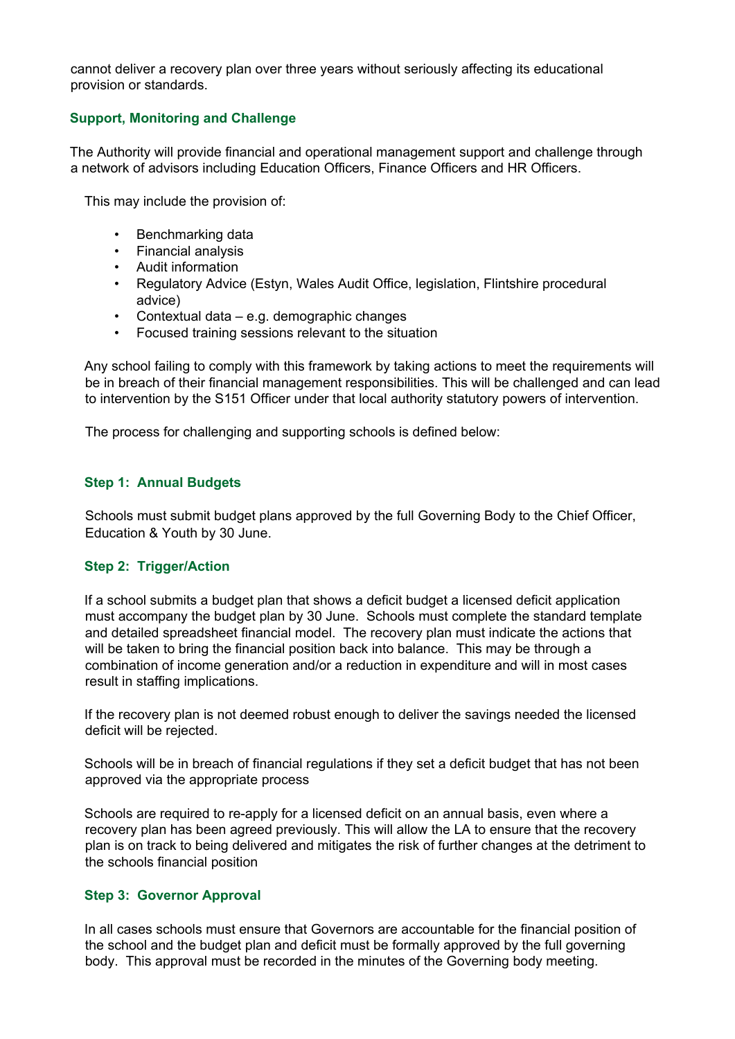cannot deliver a recovery plan over three years without seriously affecting its educational provision or standards.

## Support, Monitoring and Challenge

The Authority will provide financial and operational management support and challenge through a network of advisors including Education Officers, Finance Officers and HR Officers.

This may include the provision of:

- Benchmarking data
- Financial analysis
- Audit information
- Regulatory Advice (Estyn, Wales Audit Office, legislation, Flintshire procedural advice)
- Contextual data – e.g. demographic changes
- Focused training sessions relevant to the situation

Any school failing to comply with this framework by taking actions to meet the requirements will be in breach of their financial management responsibilities. This will be challenged and can lead to intervention by the S151 Officer under that local authority statutory powers of intervention.

The process for challenging and supporting schools is defined below:

### Step 1: Annual Budgets

Schools must submit budget plans approved by the full Governing Body to the Chief Officer, Education & Youth by 30 June.

### Step 2: Trigger/Action

If a school submits a budget plan that shows a deficit budget a licensed deficit application must accompany the budget plan by 30 June. Schools must complete the standard template and detailed spreadsheet financial model. The recovery plan must indicate the actions that will be taken to bring the financial position back into balance. This may be through a combination of income generation and/or a reduction in expenditure and will in most cases result in staffing implications.

If the recovery plan is not deemed robust enough to deliver the savings needed the licensed deficit will be rejected.

Schools will be in breach of financial regulations if they set a deficit budget that has not been approved via the appropriate process

Schools are required to re-apply for a licensed deficit on an annual basis, even where a recovery plan has been agreed previously. This will allow the LA to ensure that the recovery plan is on track to being delivered and mitigates the risk of further changes at the detriment to the schools financial position

### Step 3: Governor Approval

In all cases schools must ensure that Governors are accountable for the financial position of the school and the budget plan and deficit must be formally approved by the full governing body. This approval must be recorded in the minutes of the Governing body meeting.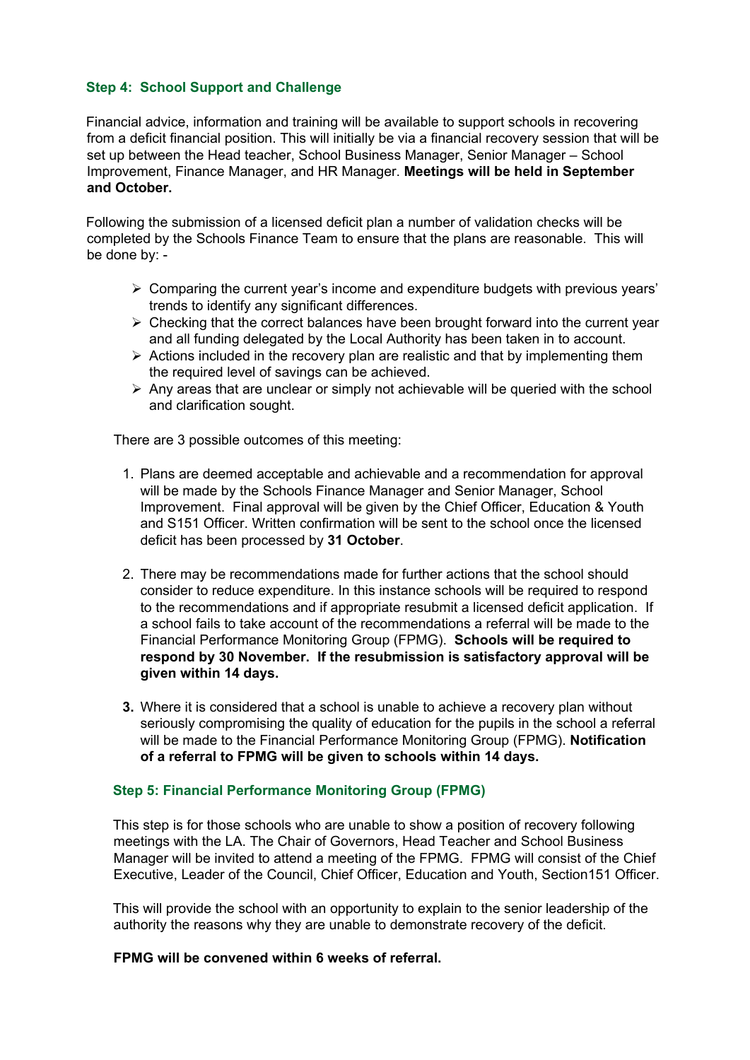### Step 4: School Support and Challenge

Financial advice, information and training will be available to support schools in recovering from a deficit financial position. This will initially be via a financial recovery session that will be set up between the Head teacher, School Business Manager, Senior Manager – School Improvement, Finance Manager, and HR Manager. **Meetings will be held in September and October.**

Following the submission of a licensed deficit plan a number of validation checks will be completed by the Schools Finance Team to ensure that the plans are reasonable. This will be done by: -

- Comparing the current year's income and expenditure budgets with previous years' trends to identify any significant differences.
- Checking that the correct balances have been brought forward into the current year and all funding delegated by the Local Authority has been taken in to account.
- Actions included in the recovery plan are realistic and that by implementing them the required level of savings can be achieved.
- Any areas that are unclear or simply not achievable will be queried with the school and clarification sought.

There are 3 possible outcomes of this meeting:

1. Plans are deemed acceptable and achievable and a recommendation for approval will be made by the Schools Finance Manager and Senior Manager, School Improvement. Final approval will be given by the Chief Officer, Education & Youth and S151 Officer. Written confirmation will be sent to the school once the licensed deficit has been processed by **31 October**.

2. There may be recommendations made for further actions that the school should consider to reduce expenditure. In this instance schools will be required to respond to the recommendations and if appropriate resubmit a licensed deficit application. If a school fails to take account of the recommendations a referral will be made to the Financial Performance Monitoring Group (FPMG). **Schools will be required to respond by 30 November. If the resubmission is satisfactory approval will be given within 14 days.**

3. Where it is considered that a school is unable to achieve a recovery plan without seriously compromising the quality of education for the pupils in the school a referral will be made to the Financial Performance Monitoring Group (FPMG). **Notification of a referral to FPMG will be given to schools within 14 days.**

### Step 5: Financial Performance Monitoring Group (FPMG)

This step is for those schools who are unable to show a position of recovery following meetings with the LA. The Chair of Governors, Head Teacher and School Business Manager will be invited to attend a meeting of the FPMG. FPMG will consist of the Chief Executive, Leader of the Council, Chief Officer, Education and Youth, Section151 Officer.

This will provide the school with an opportunity to explain to the senior leadership of the authority the reasons why they are unable to demonstrate recovery of the deficit.

**FPMG will be convened within 6 weeks of referral.**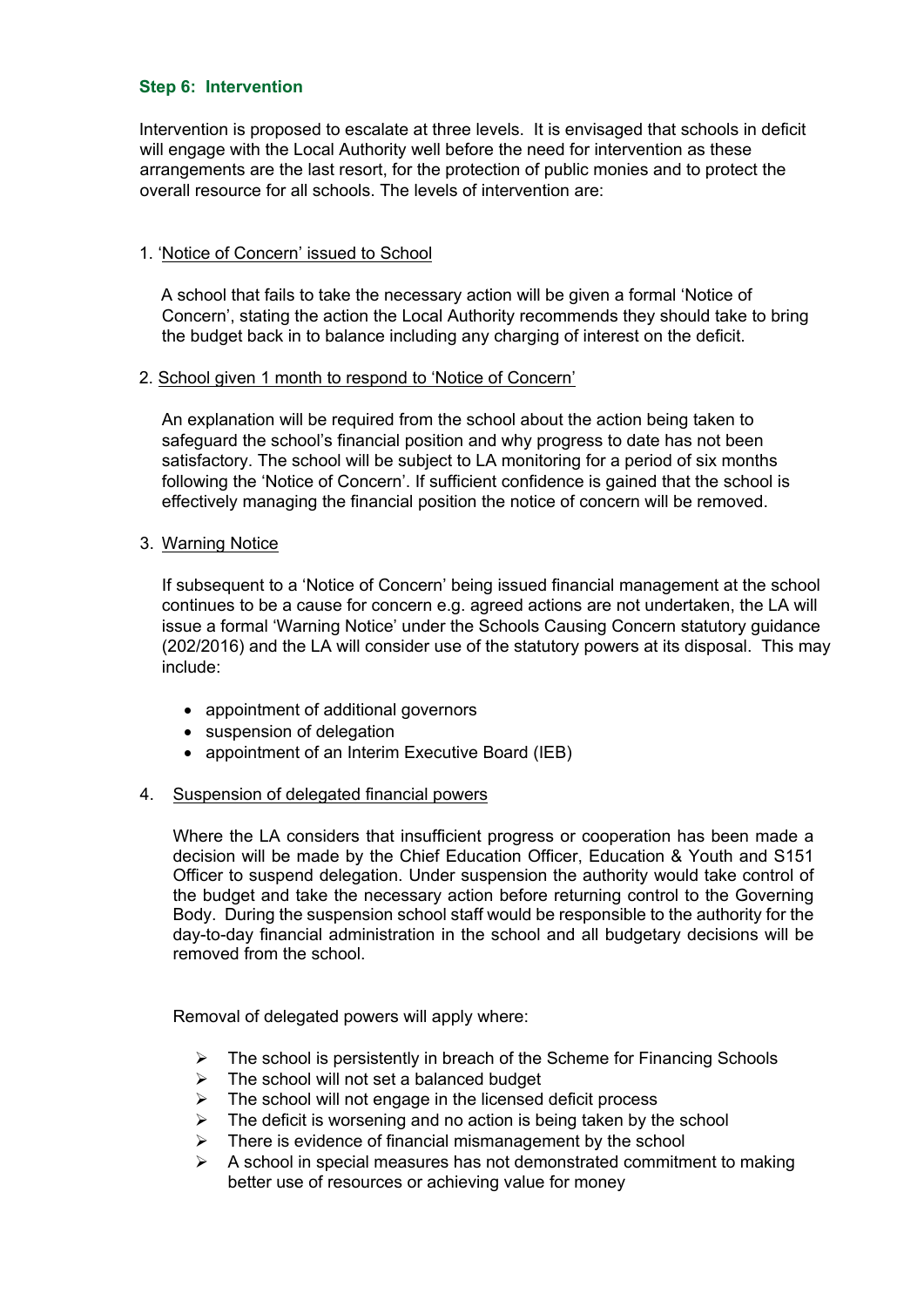### Step 6: Intervention

Intervention is proposed to escalate at three levels. It is envisaged that schools in deficit will engage with the Local Authority well before the need for intervention as these arrangements are the last resort, for the protection of public monies and to protect the overall resource for all schools. The levels of intervention are:

1. <u>'Notice of Concern' issued to School</u>

   A school that fails to take the necessary action will be given a formal 'Notice of Concern', stating the action the Local Authority recommends they should take to bring the budget back in to balance including any charging of interest on the deficit.

2. <u>School given 1 month to respond to 'Notice of Concern'</u>

   An explanation will be required from the school about the action being taken to safeguard the school's financial position and why progress to date has not been satisfactory. The school will be subject to LA monitoring for a period of six months following the 'Notice of Concern'. If sufficient confidence is gained that the school is effectively managing the financial position the notice of concern will be removed.

3. <u>Warning Notice</u>

   If subsequent to a 'Notice of Concern' being issued financial management at the school continues to be a cause for concern e.g. agreed actions are not undertaken, the LA will issue a formal 'Warning Notice' under the Schools Causing Concern statutory guidance (202/2016) and the LA will consider use of the statutory powers at its disposal. This may include:

   - appointment of additional governors
   - suspension of delegation
   - appointment of an Interim Executive Board (IEB)

4. <u>Suspension of delegated financial powers</u>

   Where the LA considers that insufficient progress or cooperation has been made a decision will be made by the Chief Education Officer, Education & Youth and S151 Officer to suspend delegation. Under suspension the authority would take control of the budget and take the necessary action before returning control to the Governing Body. During the suspension school staff would be responsible to the authority for the day-to-day financial administration in the school and all budgetary decisions will be removed from the school.

   Removal of delegated powers will apply where:

   - The school is persistently in breach of the Scheme for Financing Schools
   - The school will not set a balanced budget
   - The school will not engage in the licensed deficit process
   - The deficit is worsening and no action is being taken by the school
   - There is evidence of financial mismanagement by the school
   - A school in special measures has not demonstrated commitment to making better use of resources or achieving value for money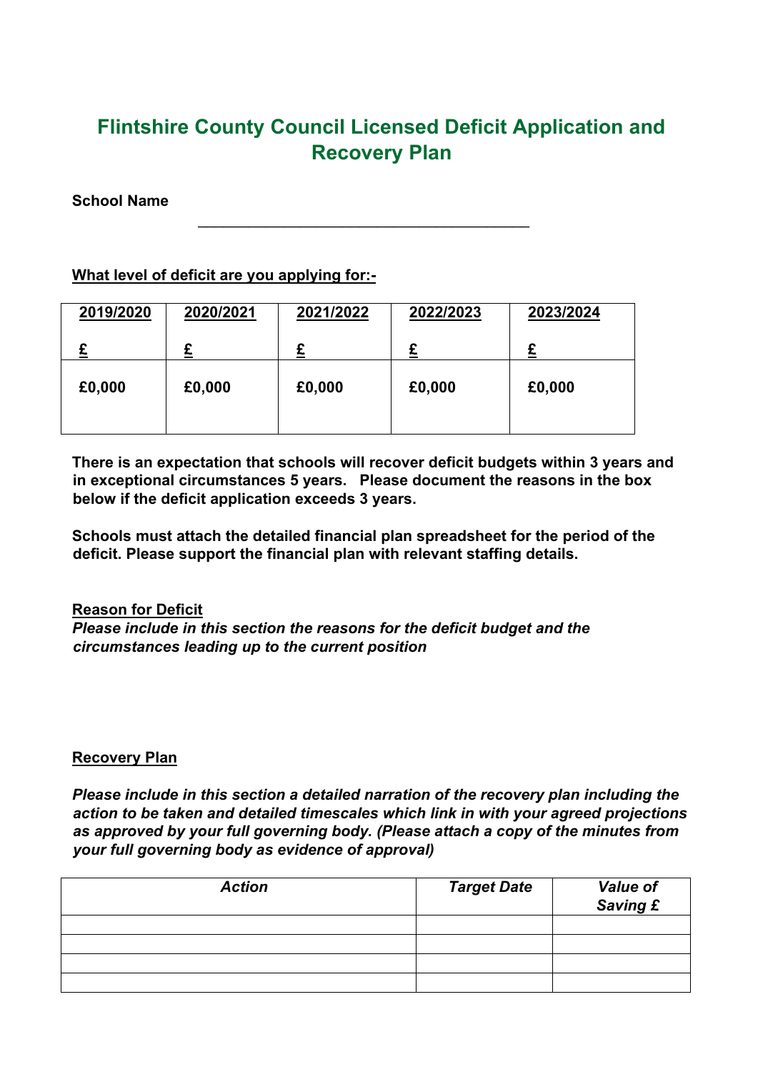# Flintshire County Council Licensed Deficit Application and Recovery Plan

**School Name** \_\_\_\_\_\_\_\_\_\_\_\_\_\_\_\_\_\_\_\_\_\_\_\_\_\_\_\_\_\_\_\_\_\_\_\_\_\_\_\_

**What level of deficit are you applying for:-**

| 2019/2020<br>£ | 2020/2021<br>£ | 2021/2022<br>£ | 2022/2023<br>£ | 2023/2024<br>£ |
|---|---|---|---|---|
| **£0,000** | **£0,000** | **£0,000** | **£0,000** | **£0,000** |

**There is an expectation that schools will recover deficit budgets within 3 years and in exceptional circumstances 5 years. Please document the reasons in the box below if the deficit application exceeds 3 years.**

**Schools must attach the detailed financial plan spreadsheet for the period of the deficit. Please support the financial plan with relevant staffing details.**

**Reason for Deficit**

***Please include in this section the reasons for the deficit budget and the circumstances leading up to the current position***

**Recovery Plan**

***Please include in this section a detailed narration of the recovery plan including the action to be taken and detailed timescales which link in with your agreed projections as approved by your full governing body. (Please attach a copy of the minutes from your full governing body as evidence of approval)***

| *Action* | *Target Date* | *Value of Saving £* |
|---|---|---|
| | | |
| | | |
| | | |
| | | |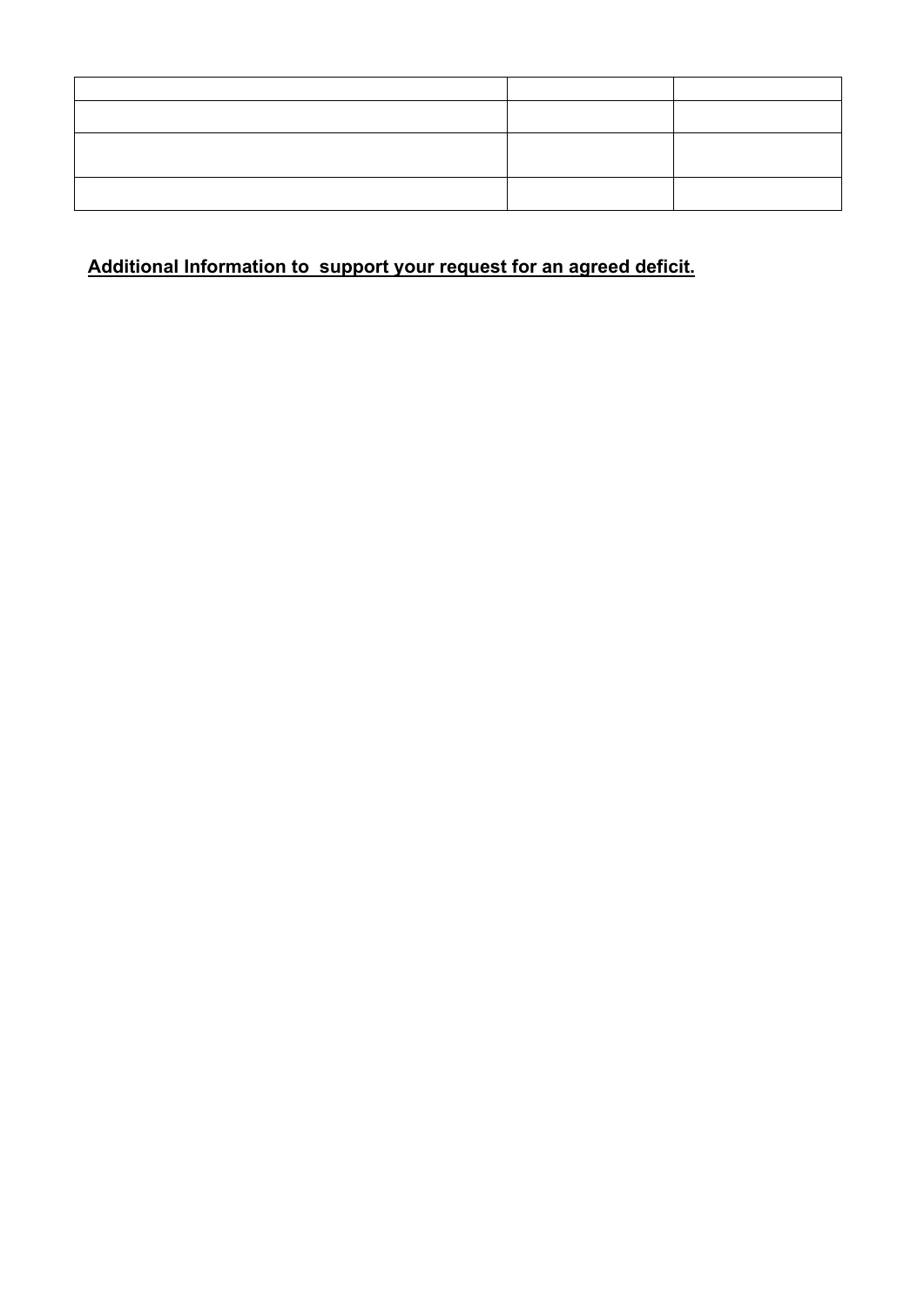| | | |
|---|---|---|
| | | |
| | | |
| | | |

**<u>Additional Information to support your request for an agreed deficit.</u>**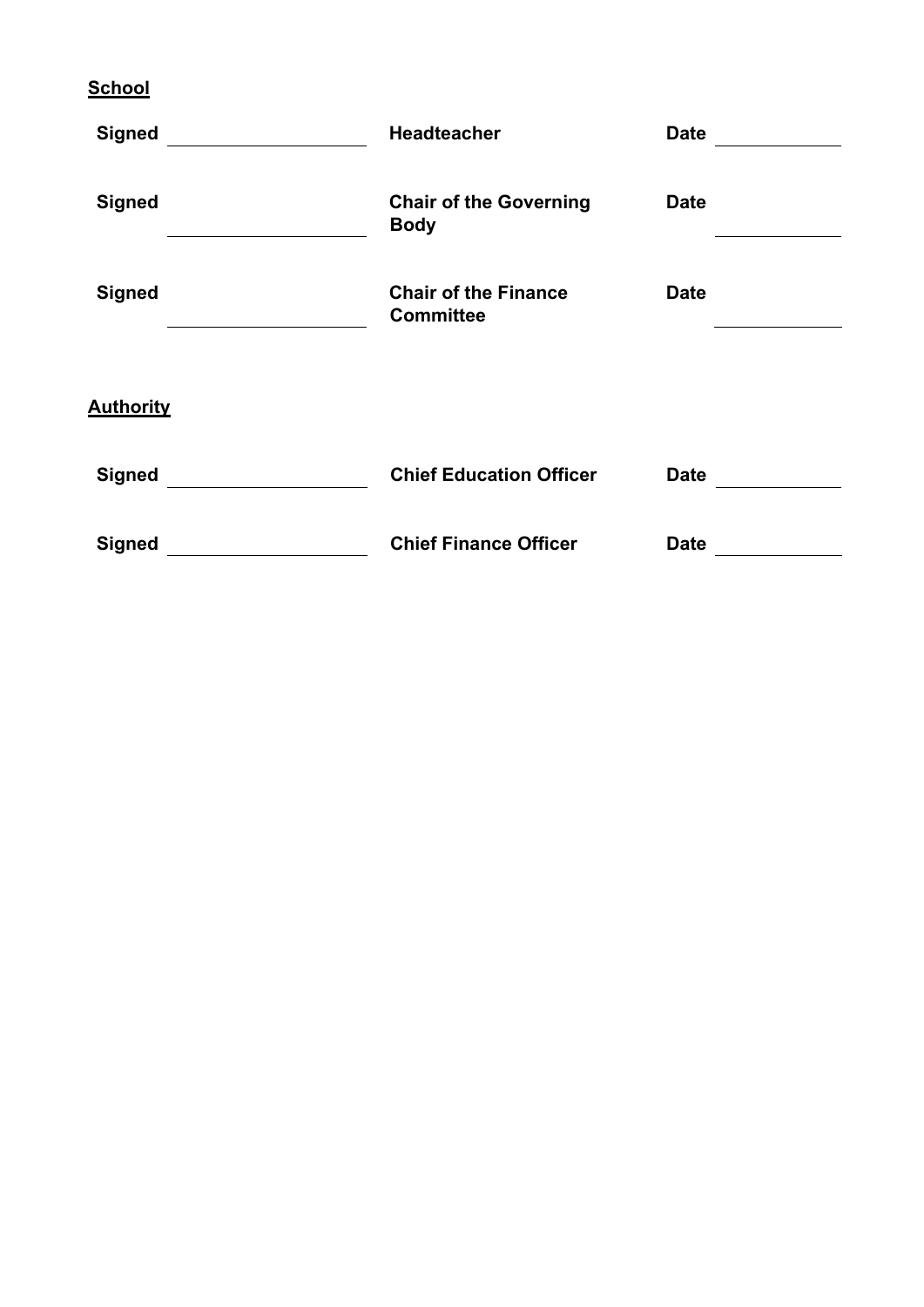**<u>School</u>**

| | | | | |
|---|---|---|---|---|
| **Signed** | | **Headteacher** | **Date** | |
| **Signed** | | **Chair of the Governing Body** | **Date** | |
| **Signed** | | **Chair of the Finance Committee** | **Date** | |

**<u>Authority</u>**

| | | | | |
|---|---|---|---|---|
| **Signed** | | **Chief Education Officer** | **Date** | |
| **Signed** | | **Chief Finance Officer** | **Date** | |